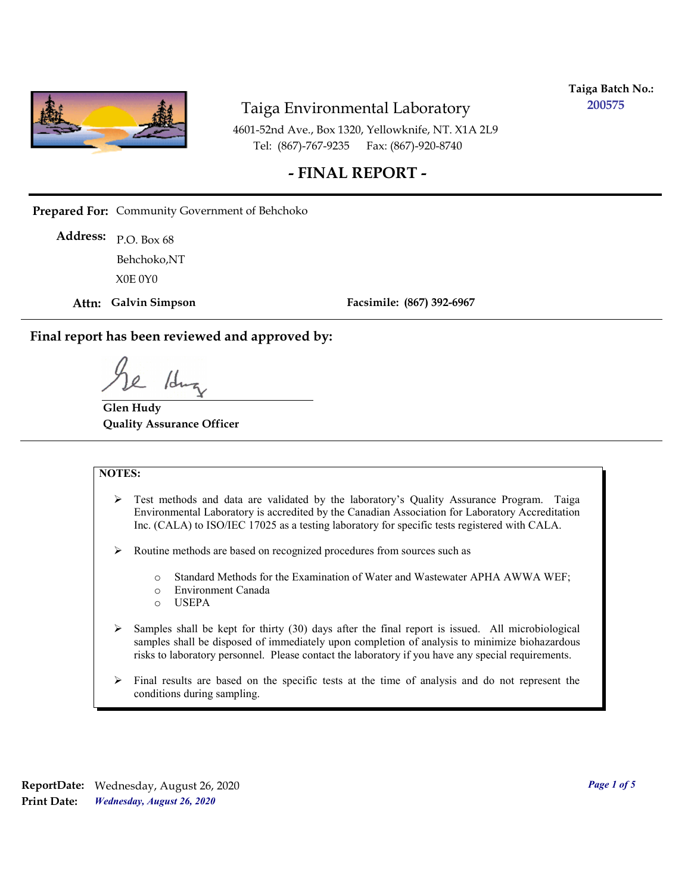# Taiga Environmental Laboratory

**Taiga Batch No.:** 200575

4601-52nd Ave., Box 1320, Yellowknife, NT. X1A 2L9
Tel: (867)-767-9235  Fax: (867)-920-8740

## - FINAL REPORT -

**Prepared For:** Community Government of Behchoko

**Address:** P.O. Box 68
Behchoko,NT
X0E 0Y0

**Attn:** **Galvin Simpson**  **Facsimile:** **(867) 392-6967**

### Final report has been reviewed and approved by:

**Glen Hudy**
**Quality Assurance Officer**

**NOTES:**

- Test methods and data are validated by the laboratory's Quality Assurance Program. Taiga Environmental Laboratory is accredited by the Canadian Association for Laboratory Accreditation Inc. (CALA) to ISO/IEC 17025 as a testing laboratory for specific tests registered with CALA.
- Routine methods are based on recognized procedures from sources such as
  - Standard Methods for the Examination of Water and Wastewater APHA AWWA WEF;
  - Environment Canada
  - USEPA
- Samples shall be kept for thirty (30) days after the final report is issued. All microbiological samples shall be disposed of immediately upon completion of analysis to minimize biohazardous risks to laboratory personnel. Please contact the laboratory if you have any special requirements.
- Final results are based on the specific tests at the time of analysis and do not represent the conditions during sampling.

**ReportDate:** Wednesday, August 26, 2020
**Print Date:** *Wednesday, August 26, 2020*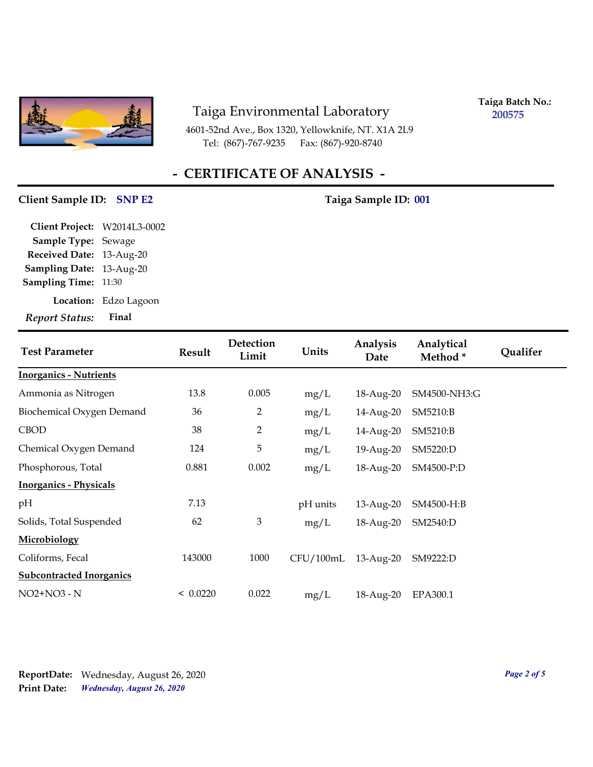# Taiga Environmental Laboratory

4601-52nd Ave., Box 1320, Yellowknife, NT. X1A 2L9
Tel: (867)-767-9235 Fax: (867)-920-8740

**Taiga Batch No.:** 200575

## - CERTIFICATE OF ANALYSIS -

**Client Sample ID:** SNP E2 **Taiga Sample ID:** 001

**Client Project:** W2014L3-0002
**Sample Type:** Sewage
**Received Date:** 13-Aug-20
**Sampling Date:** 13-Aug-20
**Sampling Time:** 11:30
**Location:** Edzo Lagoon
***Report Status:*** **Final**

| Test Parameter | Result | Detection Limit | Units | Analysis Date | Analytical Method * | Qualifer |
|---|---|---|---|---|---|---|
| **Inorganics - Nutrients** | | | | | | |
| Ammonia as Nitrogen | 13.8 | 0.005 | mg/L | 18-Aug-20 | SM4500-NH3:G | |
| Biochemical Oxygen Demand | 36 | 2 | mg/L | 14-Aug-20 | SM5210:B | |
| CBOD | 38 | 2 | mg/L | 14-Aug-20 | SM5210:B | |
| Chemical Oxygen Demand | 124 | 5 | mg/L | 19-Aug-20 | SM5220:D | |
| Phosphorous, Total | 0.881 | 0.002 | mg/L | 18-Aug-20 | SM4500-P:D | |
| **Inorganics - Physicals** | | | | | | |
| pH | 7.13 | | pH units | 13-Aug-20 | SM4500-H:B | |
| Solids, Total Suspended | 62 | 3 | mg/L | 18-Aug-20 | SM2540:D | |
| **Microbiology** | | | | | | |
| Coliforms, Fecal | 143000 | 1000 | CFU/100mL | 13-Aug-20 | SM9222:D | |
| **Subcontracted Inorganics** | | | | | | |
| NO2+NO3 - N | < 0.0220 | 0.022 | mg/L | 18-Aug-20 | EPA300.1 | |

**ReportDate:** Wednesday, August 26, 2020
**Print Date:** *Wednesday, August 26, 2020*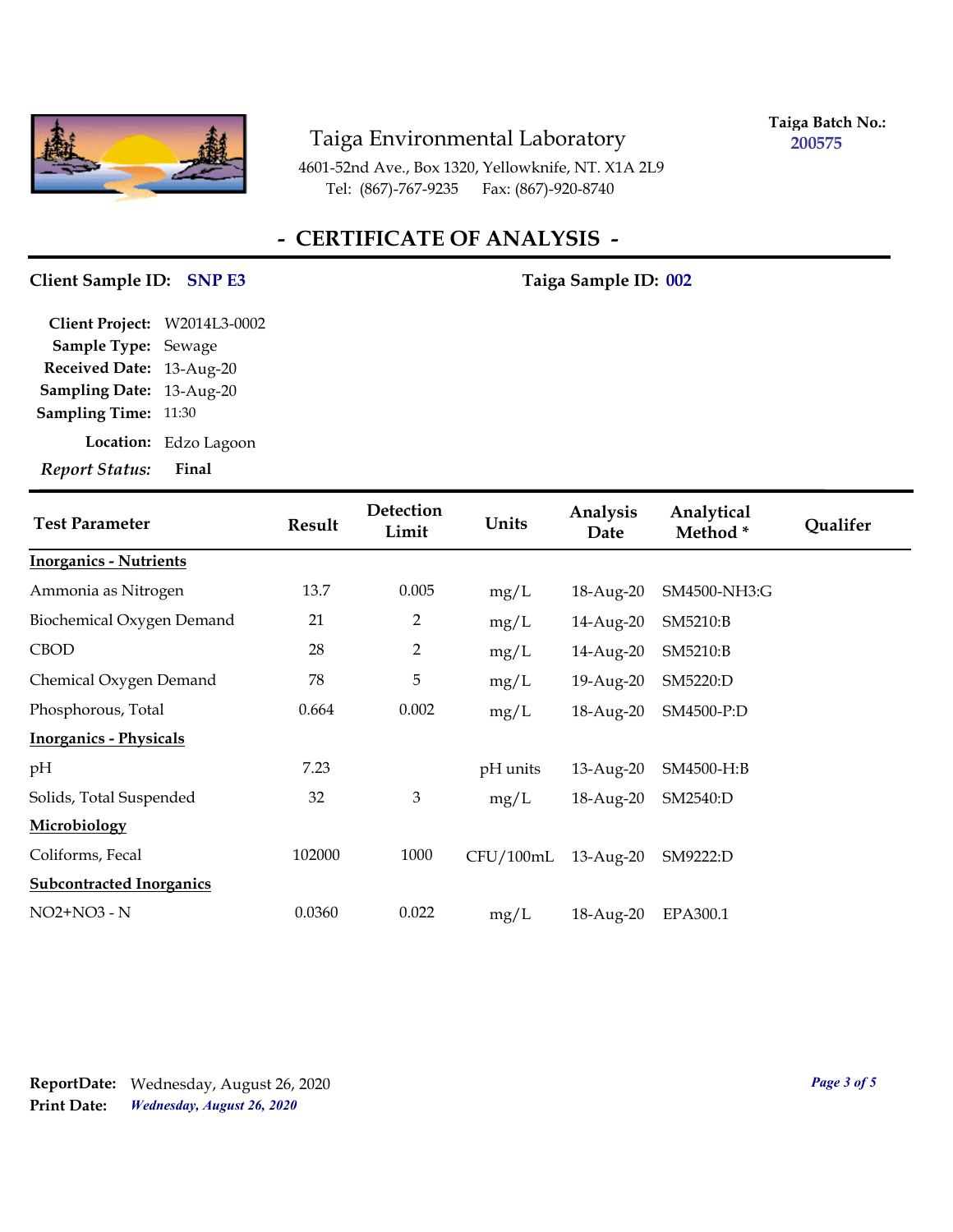# Taiga Environmental Laboratory

4601-52nd Ave., Box 1320, Yellowknife, NT. X1A 2L9
Tel: (867)-767-9235 Fax: (867)-920-8740

**Taiga Batch No.:** 200575

## - CERTIFICATE OF ANALYSIS -

**Client Sample ID:** SNP E3 **Taiga Sample ID:** 002

**Client Project:** W2014L3-0002
**Sample Type:** Sewage
**Received Date:** 13-Aug-20
**Sampling Date:** 13-Aug-20
**Sampling Time:** 11:30
**Location:** Edzo Lagoon
*Report Status:* **Final**

| Test Parameter | Result | Detection Limit | Units | Analysis Date | Analytical Method * | Qualifer |
|---|---|---|---|---|---|---|
| **Inorganics - Nutrients** | | | | | | |
| Ammonia as Nitrogen | 13.7 | 0.005 | mg/L | 18-Aug-20 | SM4500-NH3:G | |
| Biochemical Oxygen Demand | 21 | 2 | mg/L | 14-Aug-20 | SM5210:B | |
| CBOD | 28 | 2 | mg/L | 14-Aug-20 | SM5210:B | |
| Chemical Oxygen Demand | 78 | 5 | mg/L | 19-Aug-20 | SM5220:D | |
| Phosphorous, Total | 0.664 | 0.002 | mg/L | 18-Aug-20 | SM4500-P:D | |
| **Inorganics - Physicals** | | | | | | |
| pH | 7.23 | | pH units | 13-Aug-20 | SM4500-H:B | |
| Solids, Total Suspended | 32 | 3 | mg/L | 18-Aug-20 | SM2540:D | |
| **Microbiology** | | | | | | |
| Coliforms, Fecal | 102000 | 1000 | CFU/100mL | 13-Aug-20 | SM9222:D | |
| **Subcontracted Inorganics** | | | | | | |
| NO2+NO3 - N | 0.0360 | 0.022 | mg/L | 18-Aug-20 | EPA300.1 | |

**ReportDate:** Wednesday, August 26, 2020
**Print Date:** *Wednesday, August 26, 2020*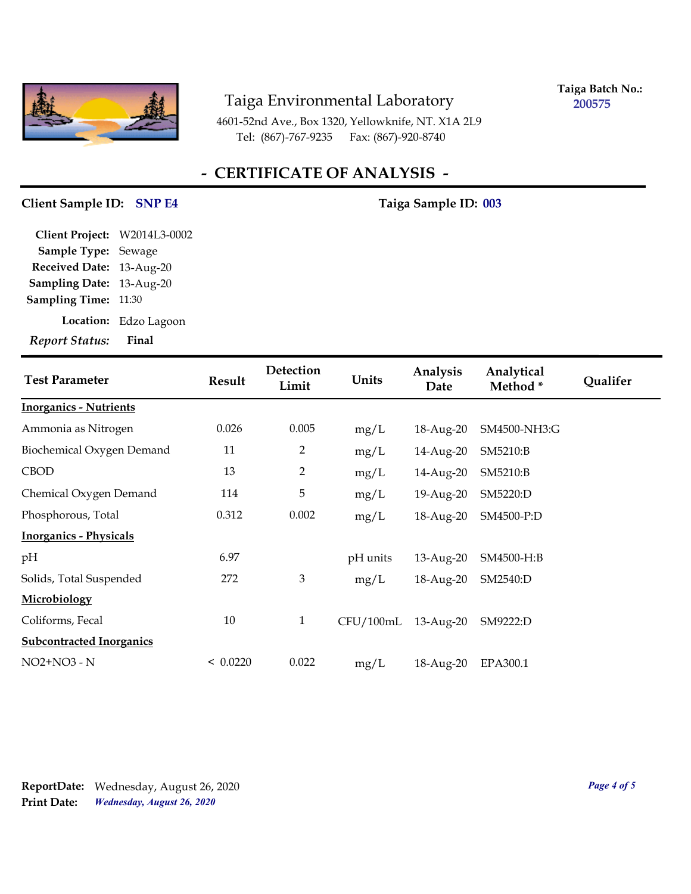# Taiga Environmental Laboratory

4601-52nd Ave., Box 1320, Yellowknife, NT. X1A 2L9
Tel: (867)-767-9235 Fax: (867)-920-8740

**Taiga Batch No.:** 200575

## - CERTIFICATE OF ANALYSIS -

**Client Sample ID:** SNP E4 **Taiga Sample ID:** 003

**Client Project:** W2014L3-0002
**Sample Type:** Sewage
**Received Date:** 13-Aug-20
**Sampling Date:** 13-Aug-20
**Sampling Time:** 11:30
**Location:** Edzo Lagoon
*Report Status:* **Final**

| Test Parameter | Result | Detection Limit | Units | Analysis Date | Analytical Method * | Qualifer |
|---|---|---|---|---|---|---|
| **Inorganics - Nutrients** | | | | | | |
| Ammonia as Nitrogen | 0.026 | 0.005 | mg/L | 18-Aug-20 | SM4500-NH3:G | |
| Biochemical Oxygen Demand | 11 | 2 | mg/L | 14-Aug-20 | SM5210:B | |
| CBOD | 13 | 2 | mg/L | 14-Aug-20 | SM5210:B | |
| Chemical Oxygen Demand | 114 | 5 | mg/L | 19-Aug-20 | SM5220:D | |
| Phosphorous, Total | 0.312 | 0.002 | mg/L | 18-Aug-20 | SM4500-P:D | |
| **Inorganics - Physicals** | | | | | | |
| pH | 6.97 | | pH units | 13-Aug-20 | SM4500-H:B | |
| Solids, Total Suspended | 272 | 3 | mg/L | 18-Aug-20 | SM2540:D | |
| **Microbiology** | | | | | | |
| Coliforms, Fecal | 10 | 1 | CFU/100mL | 13-Aug-20 | SM9222:D | |
| **Subcontracted Inorganics** | | | | | | |
| NO2+NO3 - N | < 0.0220 | 0.022 | mg/L | 18-Aug-20 | EPA300.1 | |

**ReportDate:** Wednesday, August 26, 2020
**Print Date:** *Wednesday, August 26, 2020*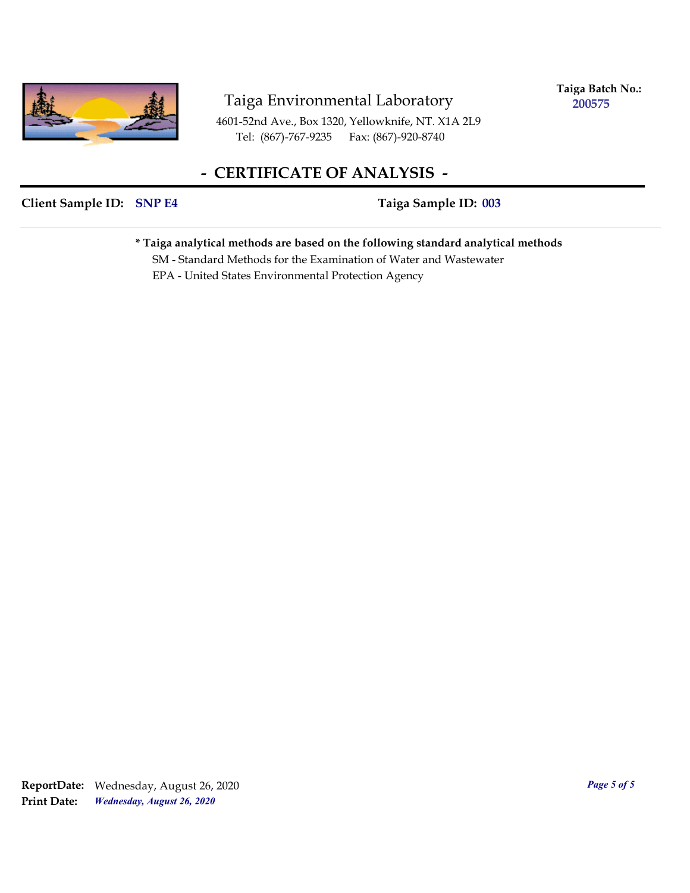Taiga Environmental Laboratory

4601-52nd Ave., Box 1320, Yellowknife, NT. X1A 2L9
Tel: (867)-767-9235 Fax: (867)-920-8740

**Taiga Batch No.:** 200575

## - CERTIFICATE OF ANALYSIS -

**Client Sample ID:** **SNP E4** **Taiga Sample ID:** **003**

**\* Taiga analytical methods are based on the following standard analytical methods**

SM - Standard Methods for the Examination of Water and Wastewater
EPA - United States Environmental Protection Agency

**ReportDate:** Wednesday, August 26, 2020
**Print Date:** ***Wednesday, August 26, 2020***